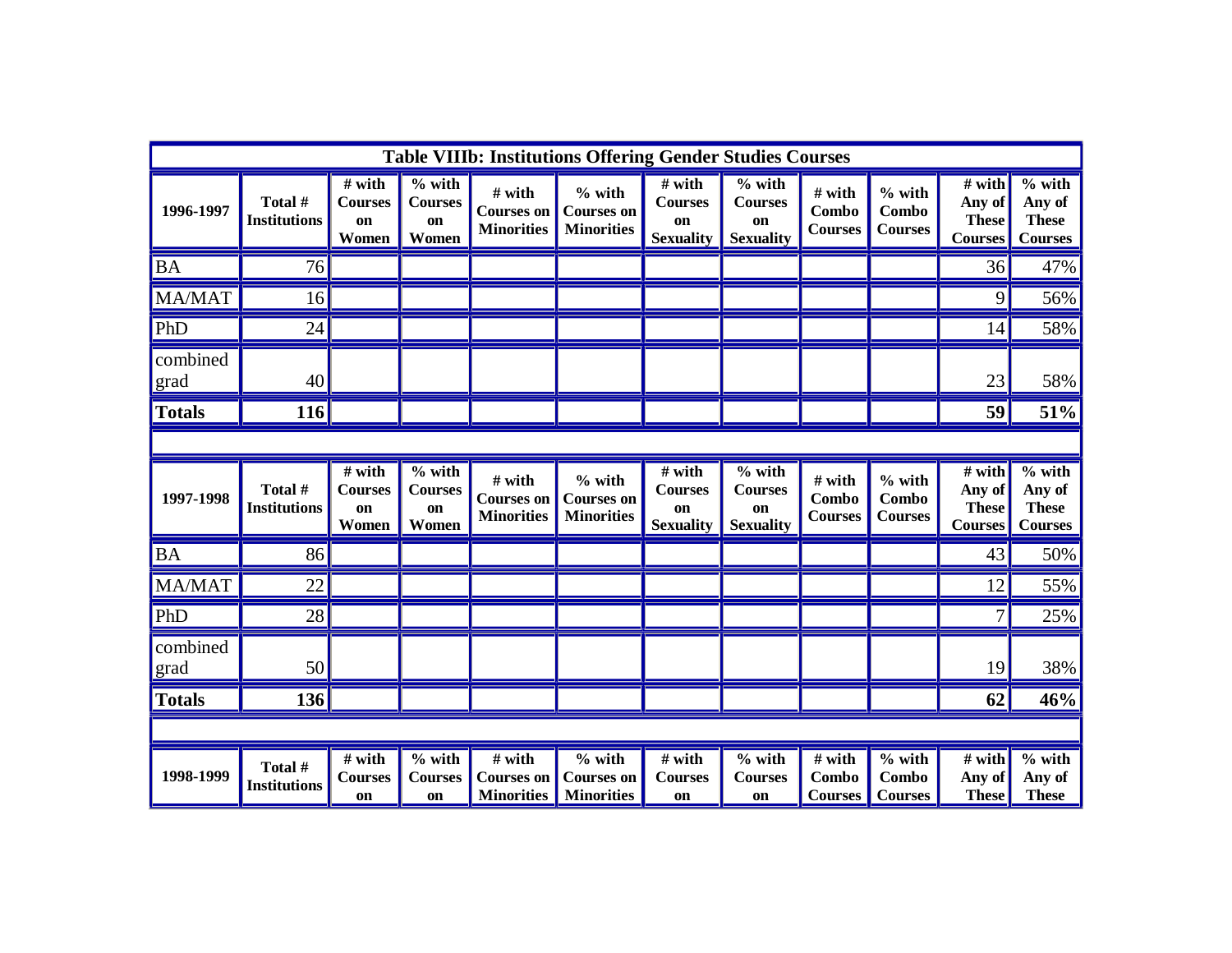### Table VIIIb: Institutions Offering Gender Studies Courses

| 1996-1997 | Total # Institutions | # with Courses on Women | % with Courses on Women | # with Courses on Minorities | % with Courses on Minorities | # with Courses on Sexuality | % with Courses on Sexuality | # with Combo Courses | % with Combo Courses | # with Any of These Courses | % with Any of These Courses |
|---|---|---|---|---|---|---|---|---|---|---|---|
| BA | 76 | | | | | | | | | 36 | 47% |
| MA/MAT | 16 | | | | | | | | | 9 | 56% |
| PhD | 24 | | | | | | | | | 14 | 58% |
| combined grad | 40 | | | | | | | | | 23 | 58% |
| **Totals** | **116** | | | | | | | | | **59** | **51%** |

| 1997-1998 | Total # Institutions | # with Courses on Women | % with Courses on Women | # with Courses on Minorities | % with Courses on Minorities | # with Courses on Sexuality | % with Courses on Sexuality | # with Combo Courses | % with Combo Courses | # with Any of These Courses | % with Any of These Courses |
|---|---|---|---|---|---|---|---|---|---|---|---|
| BA | 86 | | | | | | | | | 43 | 50% |
| MA/MAT | 22 | | | | | | | | | 12 | 55% |
| PhD | 28 | | | | | | | | | 7 | 25% |
| combined grad | 50 | | | | | | | | | 19 | 38% |
| **Totals** | **136** | | | | | | | | | **62** | **46%** |

| 1998-1999 | Total # Institutions | # with Courses on | % with Courses on | # with Courses on Minorities | % with Courses on Minorities | # with Courses on | % with Courses on | # with Combo Courses | % with Combo Courses | # with Any of These | % with Any of These |
|---|---|---|---|---|---|---|---|---|---|---|---|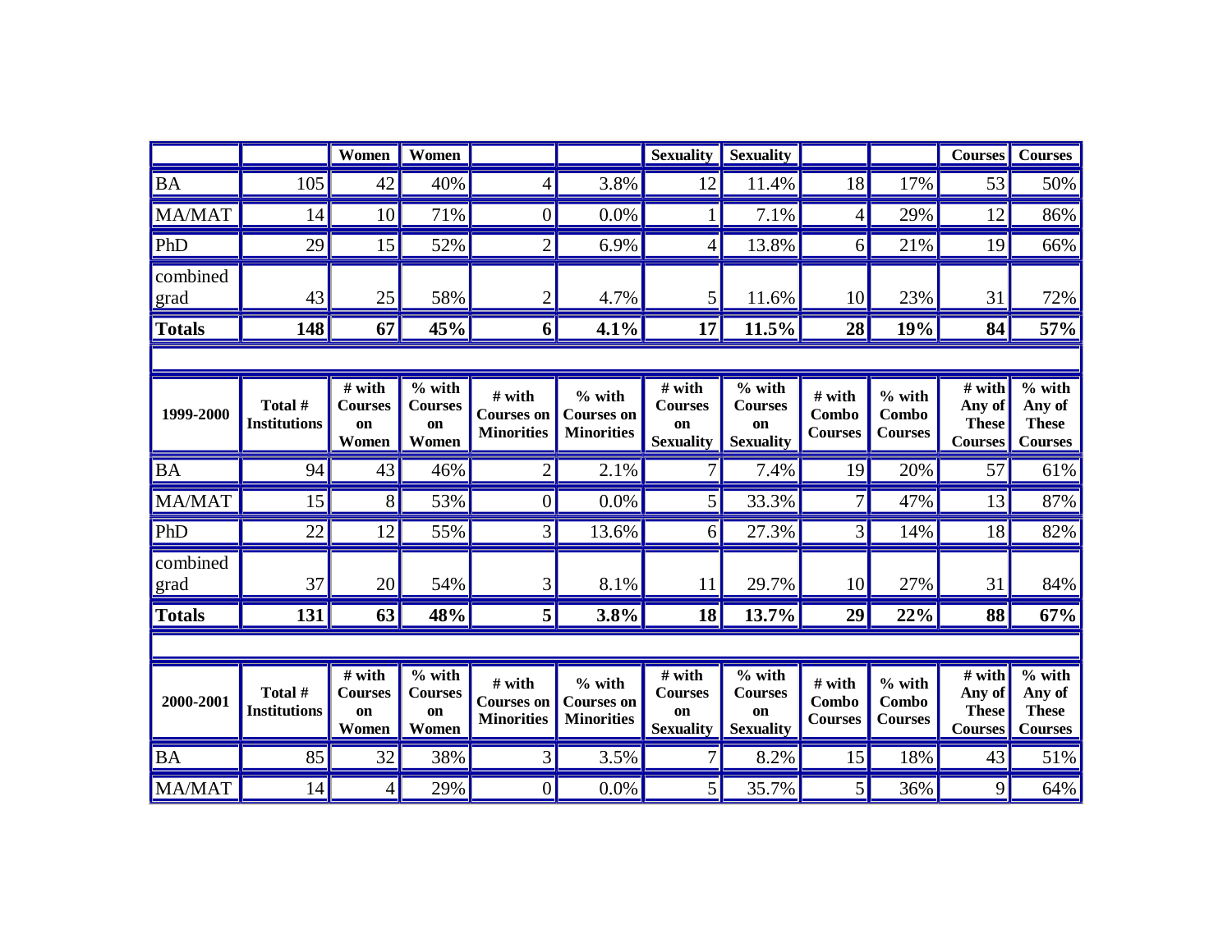|  |  | Women | Women |  |  | Sexuality | Sexuality |  |  | Courses | Courses |
|---|---|---|---|---|---|---|---|---|---|---|---|
| BA | 105 | 42 | 40% | 4 | 3.8% | 12 | 11.4% | 18 | 17% | 53 | 50% |
| MA/MAT | 14 | 10 | 71% | 0 | 0.0% | 1 | 7.1% | 4 | 29% | 12 | 86% |
| PhD | 29 | 15 | 52% | 2 | 6.9% | 4 | 13.8% | 6 | 21% | 19 | 66% |
| combined grad | 43 | 25 | 58% | 2 | 4.7% | 5 | 11.6% | 10 | 23% | 31 | 72% |
| **Totals** | **148** | **67** | **45%** | **6** | **4.1%** | **17** | **11.5%** | **28** | **19%** | **84** | **57%** |

| **1999-2000** | **Total # Institutions** | **# with Courses on Women** | **% with Courses on Women** | **# with Courses on Minorities** | **% with Courses on Minorities** | **# with Courses on Sexuality** | **% with Courses on Sexuality** | **# with Combo Courses** | **% with Combo Courses** | **# with Any of These Courses** | **% with Any of These Courses** |
|---|---|---|---|---|---|---|---|---|---|---|---|
| BA | 94 | 43 | 46% | 2 | 2.1% | 7 | 7.4% | 19 | 20% | 57 | 61% |
| MA/MAT | 15 | 8 | 53% | 0 | 0.0% | 5 | 33.3% | 7 | 47% | 13 | 87% |
| PhD | 22 | 12 | 55% | 3 | 13.6% | 6 | 27.3% | 3 | 14% | 18 | 82% |
| combined grad | 37 | 20 | 54% | 3 | 8.1% | 11 | 29.7% | 10 | 27% | 31 | 84% |
| **Totals** | **131** | **63** | **48%** | **5** | **3.8%** | **18** | **13.7%** | **29** | **22%** | **88** | **67%** |

| **2000-2001** | **Total # Institutions** | **# with Courses on Women** | **% with Courses on Women** | **# with Courses on Minorities** | **% with Courses on Minorities** | **# with Courses on Sexuality** | **% with Courses on Sexuality** | **# with Combo Courses** | **% with Combo Courses** | **# with Any of These Courses** | **% with Any of These Courses** |
|---|---|---|---|---|---|---|---|---|---|---|---|
| BA | 85 | 32 | 38% | 3 | 3.5% | 7 | 8.2% | 15 | 18% | 43 | 51% |
| MA/MAT | 14 | 4 | 29% | 0 | 0.0% | 5 | 35.7% | 5 | 36% | 9 | 64% |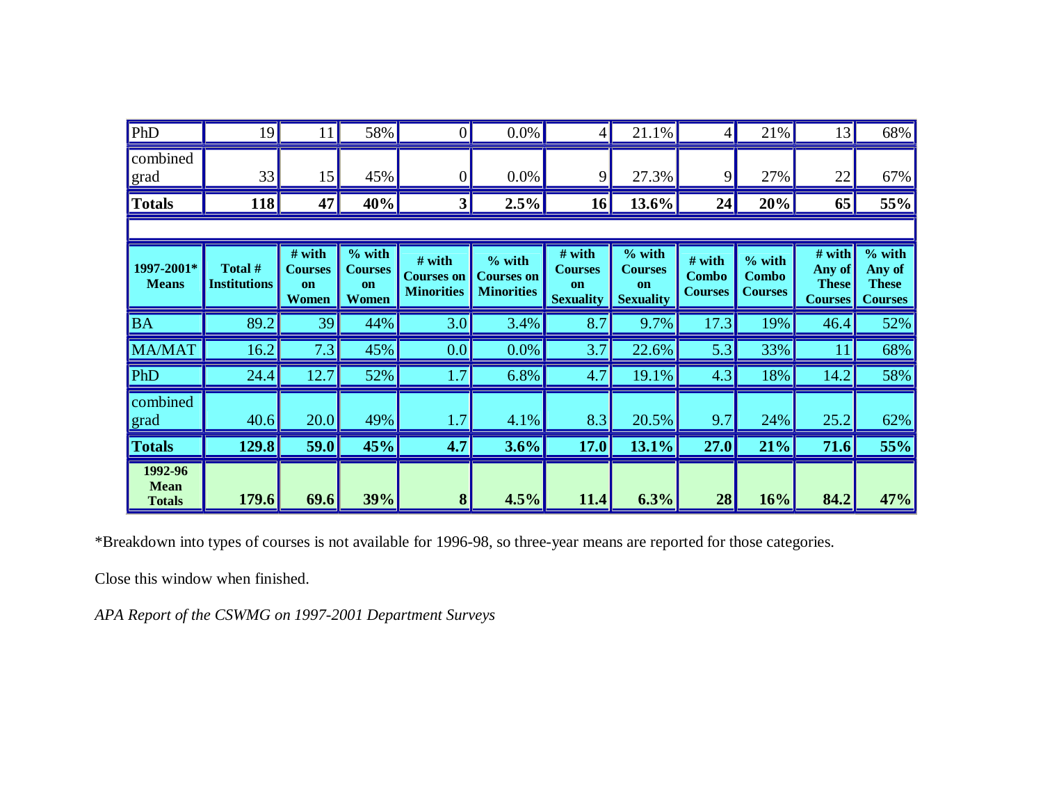| | | | | | | | | | | | |
|---|---|---|---|---|---|---|---|---|---|---|---|
| PhD | 19 | 11 | 58% | 0 | 0.0% | 4 | 21.1% | 4 | 21% | 13 | 68% |
| combined grad | 33 | 15 | 45% | 0 | 0.0% | 9 | 27.3% | 9 | 27% | 22 | 67% |
| **Totals** | **118** | **47** | **40%** | **3** | **2.5%** | **16** | **13.6%** | **24** | **20%** | **65** | **55%** |

| **1997-2001* Means** | **Total # Institutions** | **# with Courses on Women** | **% with Courses on Women** | **# with Courses on Minorities** | **% with Courses on Minorities** | **# with Courses on Sexuality** | **% with Courses on Sexuality** | **# with Combo Courses** | **% with Combo Courses** | **# with Any of These Courses** | **% with Any of These Courses** |
|---|---|---|---|---|---|---|---|---|---|---|---|
| BA | 89.2 | 39 | 44% | 3.0 | 3.4% | 8.7 | 9.7% | 17.3 | 19% | 46.4 | 52% |
| MA/MAT | 16.2 | 7.3 | 45% | 0.0 | 0.0% | 3.7 | 22.6% | 5.3 | 33% | 11 | 68% |
| PhD | 24.4 | 12.7 | 52% | 1.7 | 6.8% | 4.7 | 19.1% | 4.3 | 18% | 14.2 | 58% |
| combined grad | 40.6 | 20.0 | 49% | 1.7 | 4.1% | 8.3 | 20.5% | 9.7 | 24% | 25.2 | 62% |
| **Totals** | **129.8** | **59.0** | **45%** | **4.7** | **3.6%** | **17.0** | **13.1%** | **27.0** | **21%** | **71.6** | **55%** |
| **1992-96 Mean Totals** | **179.6** | **69.6** | **39%** | **8** | **4.5%** | **11.4** | **6.3%** | **28** | **16%** | **84.2** | **47%** |

*Breakdown into types of courses is not available for 1996-98, so three-year means are reported for those categories.

Close this window when finished.

*APA Report of the CSWMG on 1997-2001 Department Surveys*